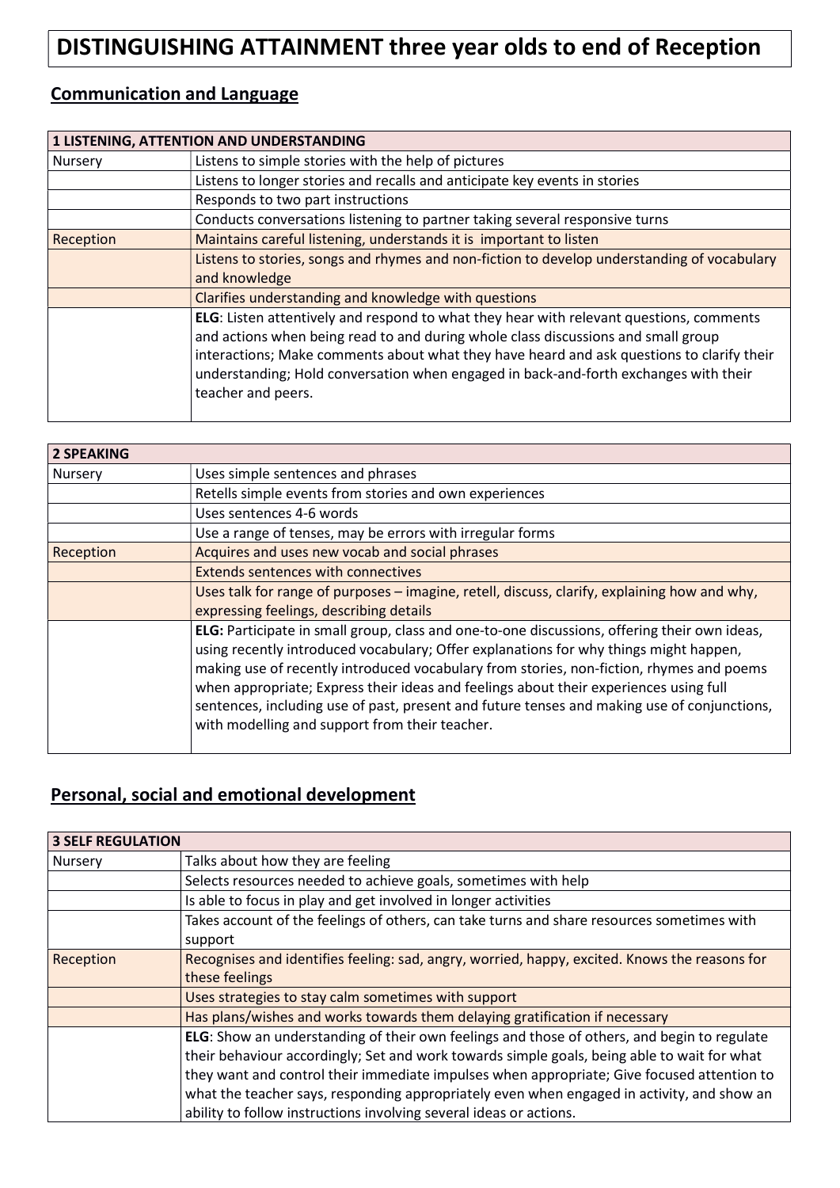# DISTINGUISHING ATTAINMENT three year olds to end of Reception

## Communication and Language

| 1 LISTENING, ATTENTION AND UNDERSTANDING | |
|---|---|
| Nursery | Listens to simple stories with the help of pictures |
| | Listens to longer stories and recalls and anticipate key events in stories |
| | Responds to two part instructions |
| | Conducts conversations listening to partner taking several responsive turns |
| Reception | Maintains careful listening, understands it is important to listen |
| | Listens to stories, songs and rhymes and non-fiction to develop understanding of vocabulary and knowledge |
| | Clarifies understanding and knowledge with questions |
| | **ELG**: Listen attentively and respond to what they hear with relevant questions, comments and actions when being read to and during whole class discussions and small group interactions; Make comments about what they have heard and ask questions to clarify their understanding; Hold conversation when engaged in back-and-forth exchanges with their teacher and peers. |

| 2 SPEAKING | |
|---|---|
| Nursery | Uses simple sentences and phrases |
| | Retells simple events from stories and own experiences |
| | Uses sentences 4-6 words |
| | Use a range of tenses, may be errors with irregular forms |
| Reception | Acquires and uses new vocab and social phrases |
| | Extends sentences with connectives |
| | Uses talk for range of purposes – imagine, retell, discuss, clarify, explaining how and why, expressing feelings, describing details |
| | **ELG:** Participate in small group, class and one-to-one discussions, offering their own ideas, using recently introduced vocabulary; Offer explanations for why things might happen, making use of recently introduced vocabulary from stories, non-fiction, rhymes and poems when appropriate; Express their ideas and feelings about their experiences using full sentences, including use of past, present and future tenses and making use of conjunctions, with modelling and support from their teacher. |

## Personal, social and emotional development

| 3 SELF REGULATION | |
|---|---|
| Nursery | Talks about how they are feeling |
| | Selects resources needed to achieve goals, sometimes with help |
| | Is able to focus in play and get involved in longer activities |
| | Takes account of the feelings of others, can take turns and share resources sometimes with support |
| Reception | Recognises and identifies feeling: sad, angry, worried, happy, excited. Knows the reasons for these feelings |
| | Uses strategies to stay calm sometimes with support |
| | Has plans/wishes and works towards them delaying gratification if necessary |
| | **ELG**: Show an understanding of their own feelings and those of others, and begin to regulate their behaviour accordingly; Set and work towards simple goals, being able to wait for what they want and control their immediate impulses when appropriate; Give focused attention to what the teacher says, responding appropriately even when engaged in activity, and show an ability to follow instructions involving several ideas or actions. |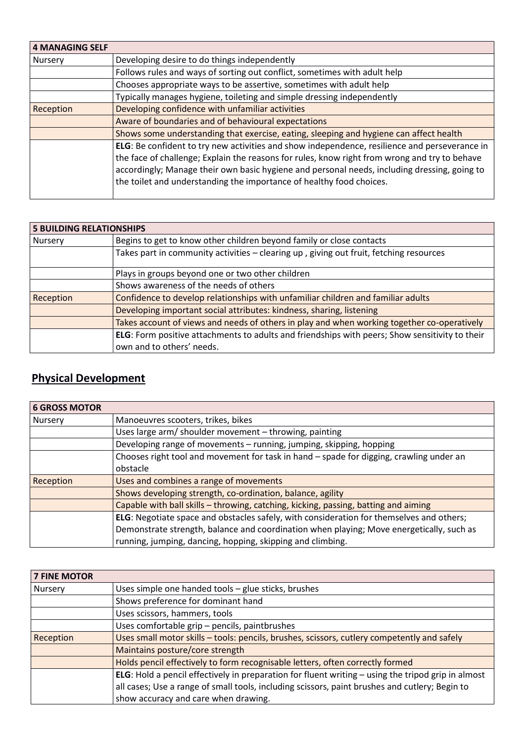| 4 MANAGING SELF | |
|---|---|
| Nursery | Developing desire to do things independently |
| | Follows rules and ways of sorting out conflict, sometimes with adult help |
| | Chooses appropriate ways to be assertive, sometimes with adult help |
| | Typically manages hygiene, toileting and simple dressing independently |
| Reception | Developing confidence with unfamiliar activities |
| | Aware of boundaries and of behavioural expectations |
| | Shows some understanding that exercise, eating, sleeping and hygiene can affect health |
| | **ELG**: Be confident to try new activities and show independence, resilience and perseverance in the face of challenge; Explain the reasons for rules, know right from wrong and try to behave accordingly; Manage their own basic hygiene and personal needs, including dressing, going to the toilet and understanding the importance of healthy food choices. |

| 5 BUILDING RELATIONSHIPS | |
|---|---|
| Nursery | Begins to get to know other children beyond family or close contacts |
| | Takes part in community activities – clearing up , giving out fruit, fetching resources |
| | Plays in groups beyond one or two other children |
| | Shows awareness of the needs of others |
| Reception | Confidence to develop relationships with unfamiliar children and familiar adults |
| | Developing important social attributes: kindness, sharing, listening |
| | Takes account of views and needs of others in play and when working together co-operatively |
| | **ELG**: Form positive attachments to adults and friendships with peers; Show sensitivity to their own and to others' needs. |

## Physical Development

| 6 GROSS MOTOR | |
|---|---|
| Nursery | Manoeuvres scooters, trikes, bikes |
| | Uses large arm/ shoulder movement – throwing, painting |
| | Developing range of movements – running, jumping, skipping, hopping |
| | Chooses right tool and movement for task in hand – spade for digging, crawling under an obstacle |
| Reception | Uses and combines a range of movements |
| | Shows developing strength, co-ordination, balance, agility |
| | Capable with ball skills – throwing, catching, kicking, passing, batting and aiming |
| | **ELG**: Negotiate space and obstacles safely, with consideration for themselves and others; Demonstrate strength, balance and coordination when playing; Move energetically, such as running, jumping, dancing, hopping, skipping and climbing. |

| 7 FINE MOTOR | |
|---|---|
| Nursery | Uses simple one handed tools – glue sticks, brushes |
| | Shows preference for dominant hand |
| | Uses scissors, hammers, tools |
| | Uses comfortable grip – pencils, paintbrushes |
| Reception | Uses small motor skills – tools: pencils, brushes, scissors, cutlery competently and safely |
| | Maintains posture/core strength |
| | Holds pencil effectively to form recognisable letters, often correctly formed |
| | **ELG**: Hold a pencil effectively in preparation for fluent writing – using the tripod grip in almost all cases; Use a range of small tools, including scissors, paint brushes and cutlery; Begin to show accuracy and care when drawing. |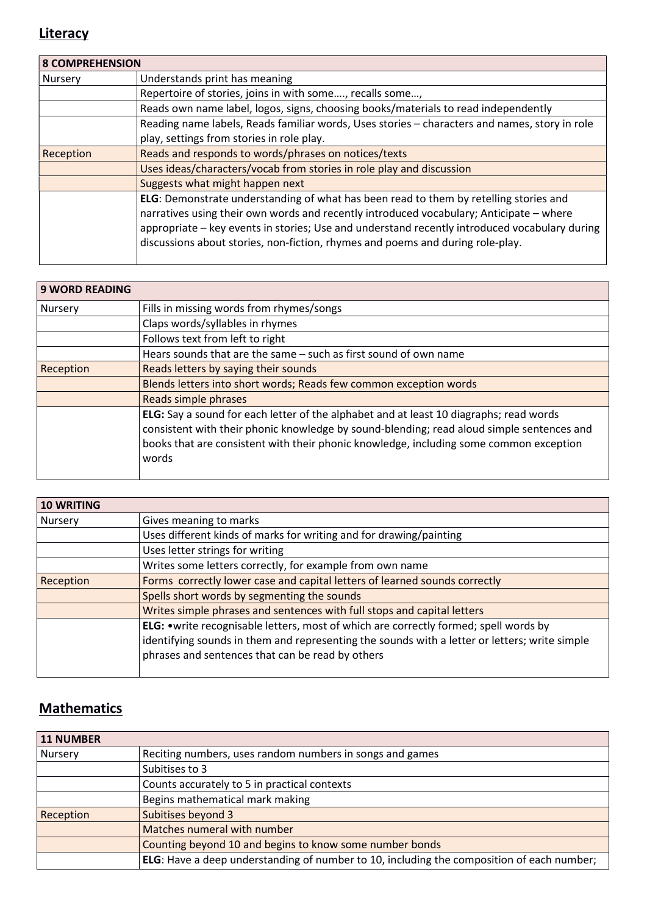## Literacy

| 8 COMPREHENSION | |
|---|---|
| Nursery | Understands print has meaning |
| | Repertoire of stories, joins in with some…., recalls some…, |
| | Reads own name label, logos, signs, choosing books/materials to read independently |
| | Reading name labels, Reads familiar words, Uses stories – characters and names, story in role play, settings from stories in role play. |
| Reception | Reads and responds to words/phrases on notices/texts |
| | Uses ideas/characters/vocab from stories in role play and discussion |
| | Suggests what might happen next |
| | **ELG**: Demonstrate understanding of what has been read to them by retelling stories and narratives using their own words and recently introduced vocabulary; Anticipate – where appropriate – key events in stories; Use and understand recently introduced vocabulary during discussions about stories, non-fiction, rhymes and poems and during role-play. |

| 9 WORD READING | |
|---|---|
| Nursery | Fills in missing words from rhymes/songs |
| | Claps words/syllables in rhymes |
| | Follows text from left to right |
| | Hears sounds that are the same – such as first sound of own name |
| Reception | Reads letters by saying their sounds |
| | Blends letters into short words; Reads few common exception words |
| | Reads simple phrases |
| | **ELG:** Say a sound for each letter of the alphabet and at least 10 diagraphs; read words consistent with their phonic knowledge by sound-blending; read aloud simple sentences and books that are consistent with their phonic knowledge, including some common exception words |

| 10 WRITING | |
|---|---|
| Nursery | Gives meaning to marks |
| | Uses different kinds of marks for writing and for drawing/painting |
| | Uses letter strings for writing |
| | Writes some letters correctly, for example from own name |
| Reception | Forms correctly lower case and capital letters of learned sounds correctly |
| | Spells short words by segmenting the sounds |
| | Writes simple phrases and sentences with full stops and capital letters |
| | **ELG:** •write recognisable letters, most of which are correctly formed; spell words by identifying sounds in them and representing the sounds with a letter or letters; write simple phrases and sentences that can be read by others |

## Mathematics

| 11 NUMBER | |
|---|---|
| Nursery | Reciting numbers, uses random numbers in songs and games |
| | Subitises to 3 |
| | Counts accurately to 5 in practical contexts |
| | Begins mathematical mark making |
| Reception | Subitises beyond 3 |
| | Matches numeral with number |
| | Counting beyond 10 and begins to know some number bonds |
| | **ELG**: Have a deep understanding of number to 10, including the composition of each number; |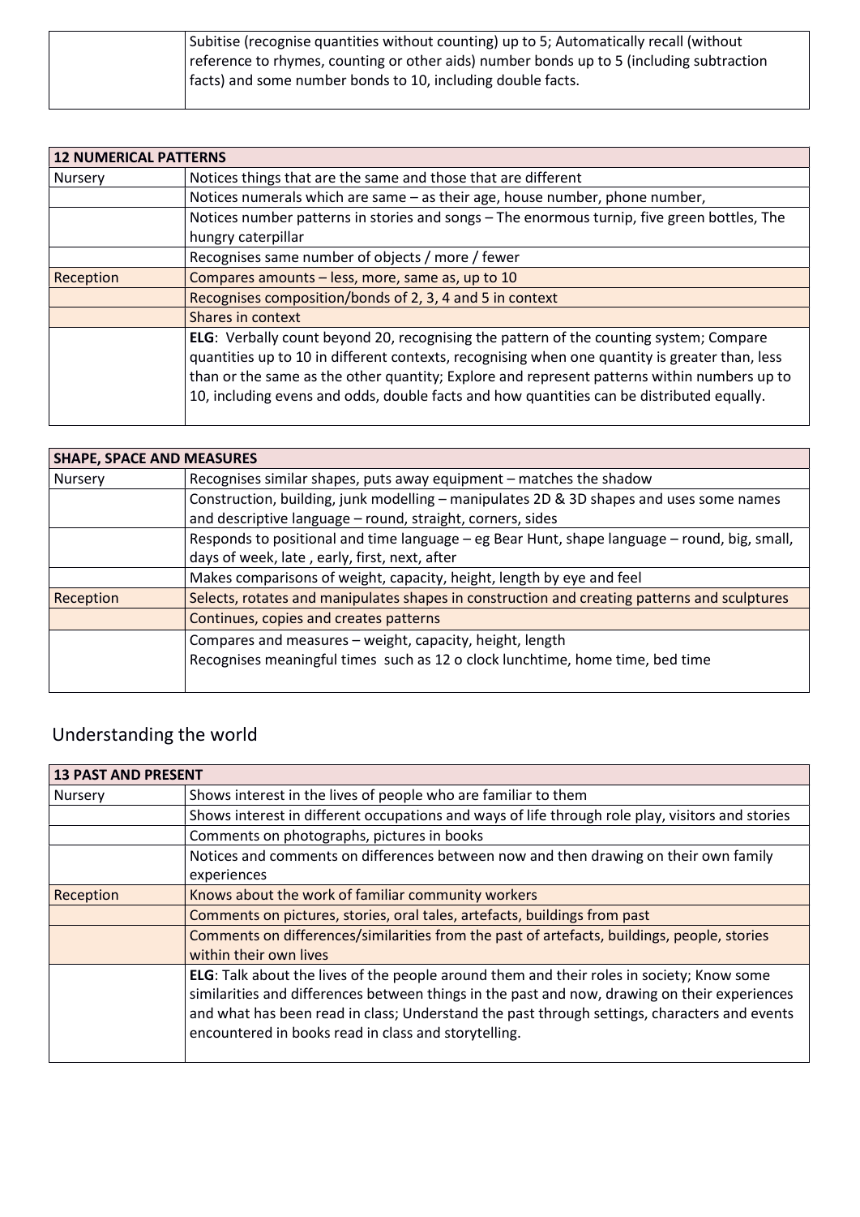| | |
|---|---|
| | Subitise (recognise quantities without counting) up to 5; Automatically recall (without reference to rhymes, counting or other aids) number bonds up to 5 (including subtraction facts) and some number bonds to 10, including double facts. |

| **12 NUMERICAL PATTERNS** | |
|---|---|
| Nursery | Notices things that are the same and those that are different |
| | Notices numerals which are same – as their age, house number, phone number, |
| | Notices number patterns in stories and songs – The enormous turnip, five green bottles, The hungry caterpillar |
| | Recognises same number of objects / more / fewer |
| Reception | Compares amounts – less, more, same as, up to 10 |
| | Recognises composition/bonds of 2, 3, 4 and 5 in context |
| | Shares in context |
| | **ELG**: Verbally count beyond 20, recognising the pattern of the counting system; Compare quantities up to 10 in different contexts, recognising when one quantity is greater than, less than or the same as the other quantity; Explore and represent patterns within numbers up to 10, including evens and odds, double facts and how quantities can be distributed equally. |

| **SHAPE, SPACE AND MEASURES** | |
|---|---|
| Nursery | Recognises similar shapes, puts away equipment – matches the shadow |
| | Construction, building, junk modelling – manipulates 2D & 3D shapes and uses some names and descriptive language – round, straight, corners, sides |
| | Responds to positional and time language – eg Bear Hunt, shape language – round, big, small, days of week, late , early, first, next, after |
| | Makes comparisons of weight, capacity, height, length by eye and feel |
| Reception | Selects, rotates and manipulates shapes in construction and creating patterns and sculptures |
| | Continues, copies and creates patterns |
| | Compares and measures – weight, capacity, height, length<br>Recognises meaningful times such as 12 o clock lunchtime, home time, bed time |

## Understanding the world

| **13 PAST AND PRESENT** | |
|---|---|
| Nursery | Shows interest in the lives of people who are familiar to them |
| | Shows interest in different occupations and ways of life through role play, visitors and stories |
| | Comments on photographs, pictures in books |
| | Notices and comments on differences between now and then drawing on their own family experiences |
| Reception | Knows about the work of familiar community workers |
| | Comments on pictures, stories, oral tales, artefacts, buildings from past |
| | Comments on differences/similarities from the past of artefacts, buildings, people, stories within their own lives |
| | **ELG**: Talk about the lives of the people around them and their roles in society; Know some similarities and differences between things in the past and now, drawing on their experiences and what has been read in class; Understand the past through settings, characters and events encountered in books read in class and storytelling. |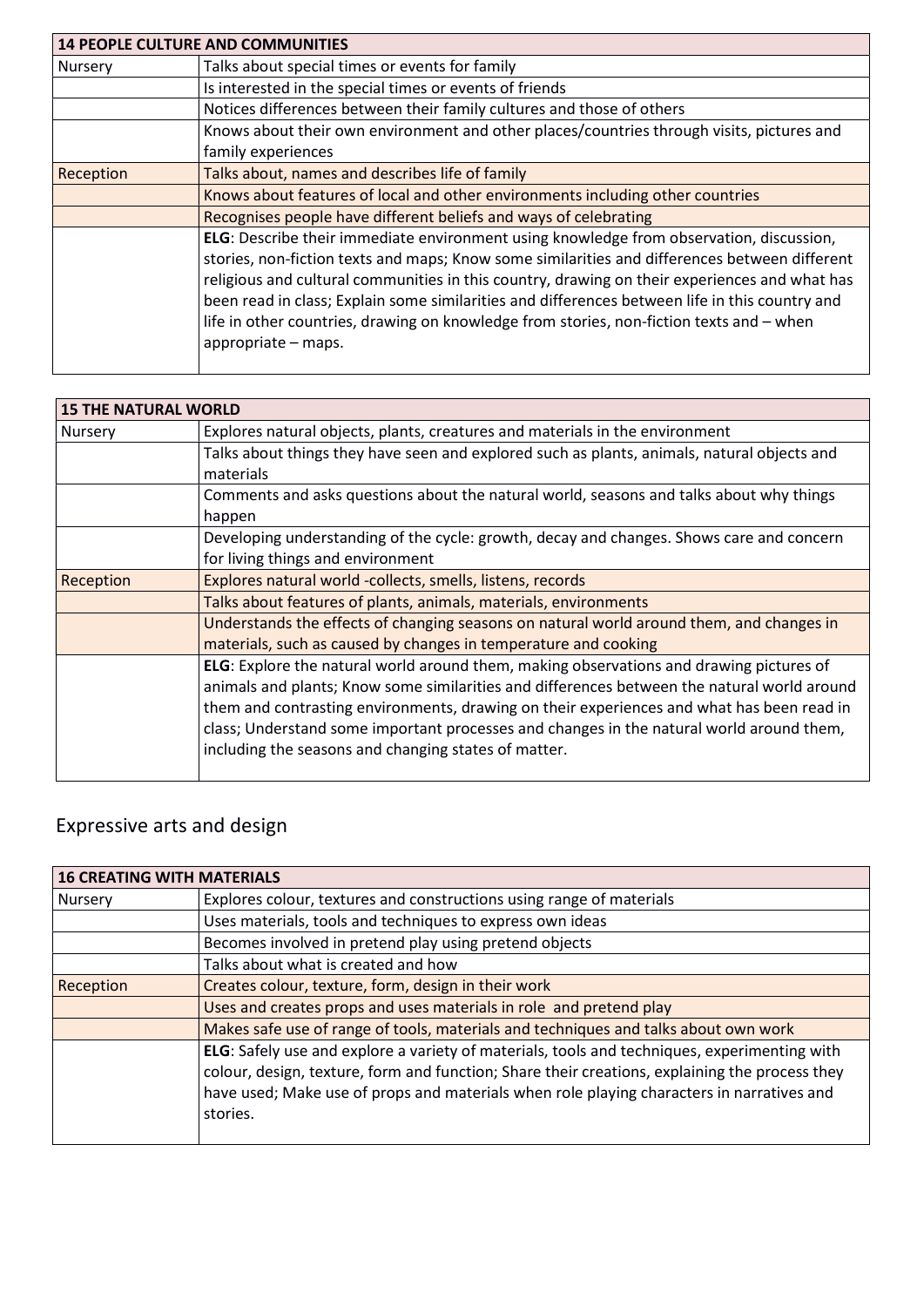| 14 PEOPLE CULTURE AND COMMUNITIES | |
|---|---|
| Nursery | Talks about special times or events for family |
| | Is interested in the special times or events of friends |
| | Notices differences between their family cultures and those of others |
| | Knows about their own environment and other places/countries through visits, pictures and family experiences |
| Reception | Talks about, names and describes life of family |
| | Knows about features of local and other environments including other countries |
| | Recognises people have different beliefs and ways of celebrating |
| | **ELG**: Describe their immediate environment using knowledge from observation, discussion, stories, non-fiction texts and maps; Know some similarities and differences between different religious and cultural communities in this country, drawing on their experiences and what has been read in class; Explain some similarities and differences between life in this country and life in other countries, drawing on knowledge from stories, non-fiction texts and – when appropriate – maps. |

| 15 THE NATURAL WORLD | |
|---|---|
| Nursery | Explores natural objects, plants, creatures and materials in the environment |
| | Talks about things they have seen and explored such as plants, animals, natural objects and materials |
| | Comments and asks questions about the natural world, seasons and talks about why things happen |
| | Developing understanding of the cycle: growth, decay and changes. Shows care and concern for living things and environment |
| Reception | Explores natural world -collects, smells, listens, records |
| | Talks about features of plants, animals, materials, environments |
| | Understands the effects of changing seasons on natural world around them, and changes in materials, such as caused by changes in temperature and cooking |
| | **ELG**: Explore the natural world around them, making observations and drawing pictures of animals and plants; Know some similarities and differences between the natural world around them and contrasting environments, drawing on their experiences and what has been read in class; Understand some important processes and changes in the natural world around them, including the seasons and changing states of matter. |

## Expressive arts and design

| 16 CREATING WITH MATERIALS | |
|---|---|
| Nursery | Explores colour, textures and constructions using range of materials |
| | Uses materials, tools and techniques to express own ideas |
| | Becomes involved in pretend play using pretend objects |
| | Talks about what is created and how |
| Reception | Creates colour, texture, form, design in their work |
| | Uses and creates props and uses materials in role and pretend play |
| | Makes safe use of range of tools, materials and techniques and talks about own work |
| | **ELG**: Safely use and explore a variety of materials, tools and techniques, experimenting with colour, design, texture, form and function; Share their creations, explaining the process they have used; Make use of props and materials when role playing characters in narratives and stories. |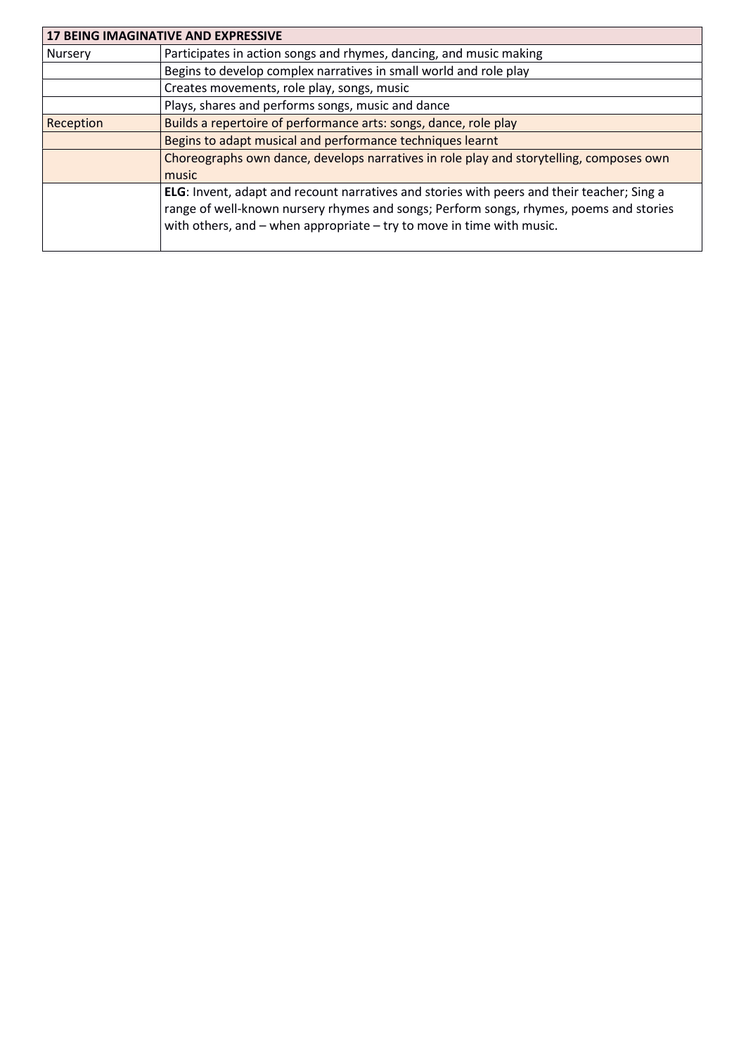| **17 BEING IMAGINATIVE AND EXPRESSIVE** | |
|---|---|
| Nursery | Participates in action songs and rhymes, dancing, and music making |
| | Begins to develop complex narratives in small world and role play |
| | Creates movements, role play, songs, music |
| | Plays, shares and performs songs, music and dance |
| Reception | Builds a repertoire of performance arts: songs, dance, role play |
| | Begins to adapt musical and performance techniques learnt |
| | Choreographs own dance, develops narratives in role play and storytelling, composes own music |
| | **ELG**: Invent, adapt and recount narratives and stories with peers and their teacher; Sing a range of well-known nursery rhymes and songs; Perform songs, rhymes, poems and stories with others, and – when appropriate – try to move in time with music. |